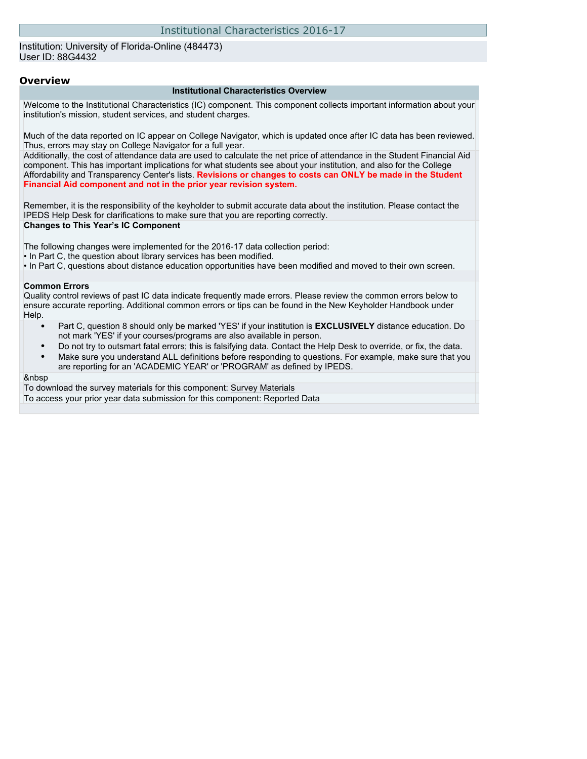# Institutional Characteristics 2016-17

Institution: University of Florida-Online (484473)
User ID: 88G4432

## Overview

**Institutional Characteristics Overview**

Welcome to the Institutional Characteristics (IC) component. This component collects important information about your institution's mission, student services, and student charges.

Much of the data reported on IC appear on College Navigator, which is updated once after IC data has been reviewed. Thus, errors may stay on College Navigator for a full year.

Additionally, the cost of attendance data are used to calculate the net price of attendance in the Student Financial Aid component. This has important implications for what students see about your institution, and also for the College Affordability and Transparency Center's lists. **Revisions or changes to costs can ONLY be made in the Student Financial Aid component and not in the prior year revision system.**

Remember, it is the responsibility of the keyholder to submit accurate data about the institution. Please contact the IPEDS Help Desk for clarifications to make sure that you are reporting correctly.

**Changes to This Year's IC Component**

The following changes were implemented for the 2016-17 data collection period:
• In Part C, the question about library services has been modified.
• In Part C, questions about distance education opportunities have been modified and moved to their own screen.

**Common Errors**

Quality control reviews of past IC data indicate frequently made errors. Please review the common errors below to ensure accurate reporting. Additional common errors or tips can be found in the New Keyholder Handbook under Help.

- Part C, question 8 should only be marked 'YES' if your institution is **EXCLUSIVELY** distance education. Do not mark 'YES' if your courses/programs are also available in person.
- Do not try to outsmart fatal errors; this is falsifying data. Contact the Help Desk to override, or fix, the data.
- Make sure you understand ALL definitions before responding to questions. For example, make sure that you are reporting for an 'ACADEMIC YEAR' or 'PROGRAM' as defined by IPEDS.

&nbsp

To download the survey materials for this component: Survey Materials

To access your prior year data submission for this component: Reported Data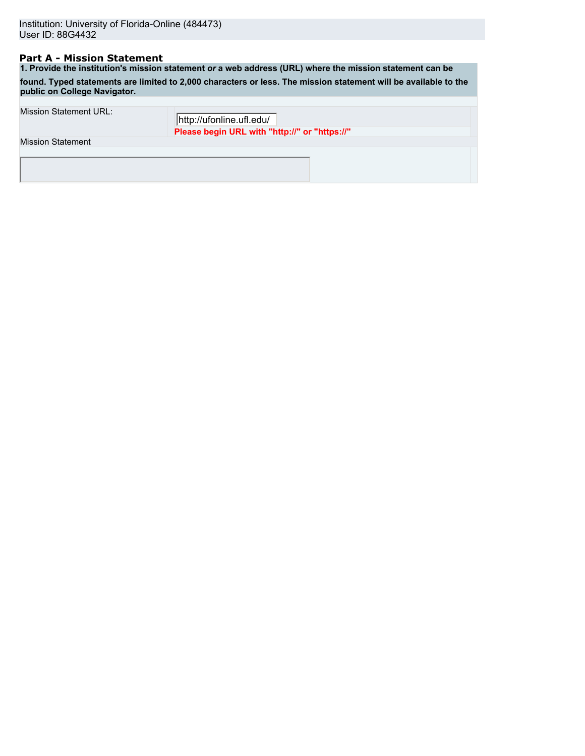Institution: University of Florida-Online (484473)
User ID: 88G4432

## Part A - Mission Statement

**1. Provide the institution's mission statement *or* a web address (URL) where the mission statement can be found. Typed statements are limited to 2,000 characters or less. The mission statement will be available to the public on College Navigator.**

| Mission Statement URL: | http://ufonline.ufl.edu/ **Please begin URL with "http://" or "https://"** |
| --- | --- |
| Mission Statement | |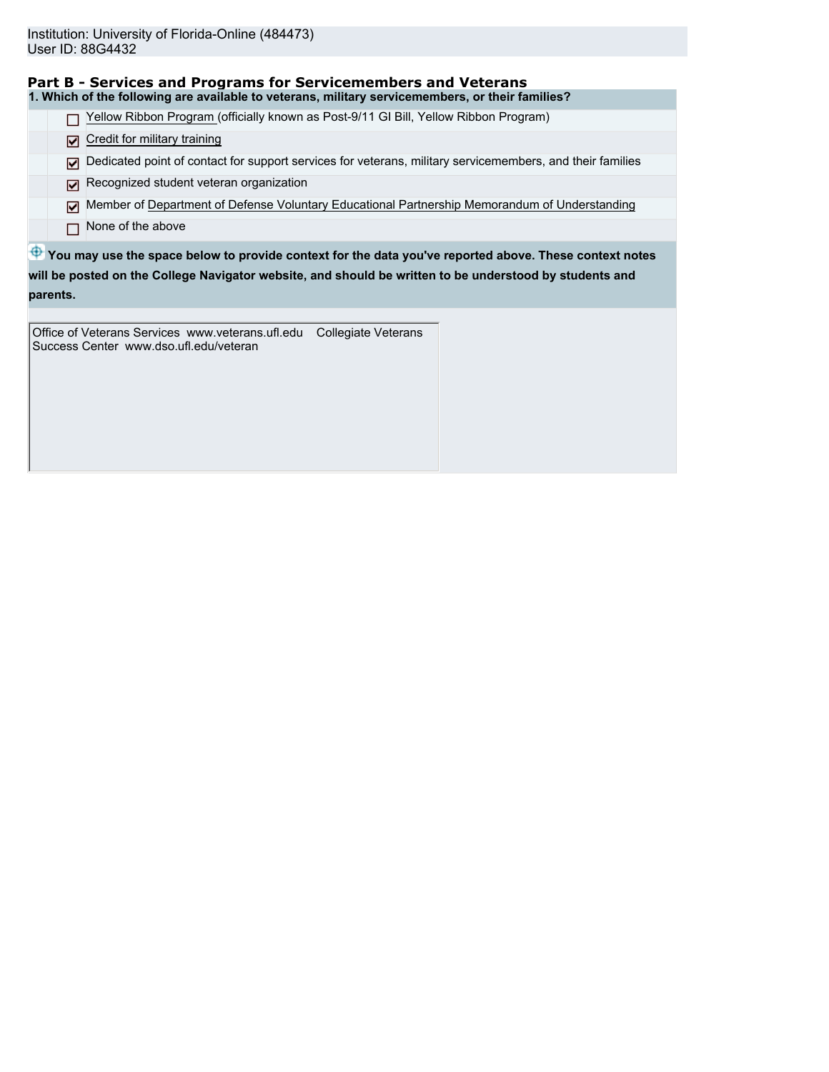Institution: University of Florida-Online (484473)
User ID: 88G4432

## Part B - Services and Programs for Servicemembers and Veterans

**1. Which of the following are available to veterans, military servicemembers, or their families?**

- [ ] Yellow Ribbon Program (officially known as Post-9/11 GI Bill, Yellow Ribbon Program)
- [x] Credit for military training
- [x] Dedicated point of contact for support services for veterans, military servicemembers, and their families
- [x] Recognized student veteran organization
- [x] Member of Department of Defense Voluntary Educational Partnership Memorandum of Understanding
- [ ] None of the above

**You may use the space below to provide context for the data you've reported above. These context notes will be posted on the College Navigator website, and should be written to be understood by students and parents.**

Office of Veterans Services www.veterans.ufl.edu Collegiate Veterans Success Center www.dso.ufl.edu/veteran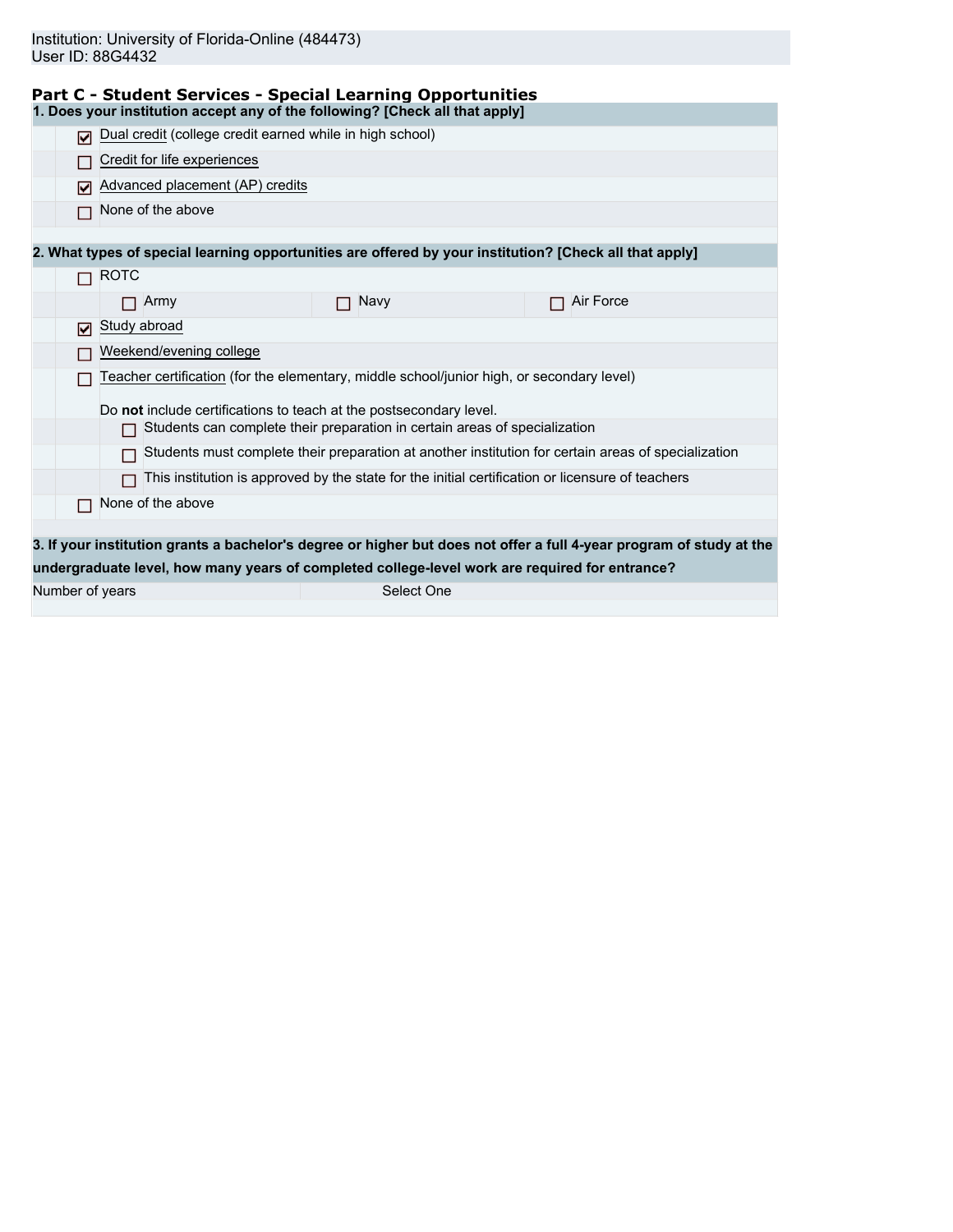Institution: University of Florida-Online (484473)
User ID: 88G4432

## Part C - Student Services - Special Learning Opportunities

**1. Does your institution accept any of the following? [Check all that apply]**

- [x] Dual credit (college credit earned while in high school)
- [ ] Credit for life experiences
- [x] Advanced placement (AP) credits
- [ ] None of the above

**2. What types of special learning opportunities are offered by your institution? [Check all that apply]**

- [ ] ROTC
  - [ ] Army
  - [ ] Navy
  - [ ] Air Force
- [x] Study abroad
- [ ] Weekend/evening college
- [ ] Teacher certification (for the elementary, middle school/junior high, or secondary level)

  Do **not** include certifications to teach at the postsecondary level.
  - [ ] Students can complete their preparation in certain areas of specialization
  - [ ] Students must complete their preparation at another institution for certain areas of specialization
  - [ ] This institution is approved by the state for the initial certification or licensure of teachers
- [ ] None of the above

**3. If your institution grants a bachelor's degree or higher but does not offer a full 4-year program of study at the undergraduate level, how many years of completed college-level work are required for entrance?**

| Number of years | Select One |
|---|---|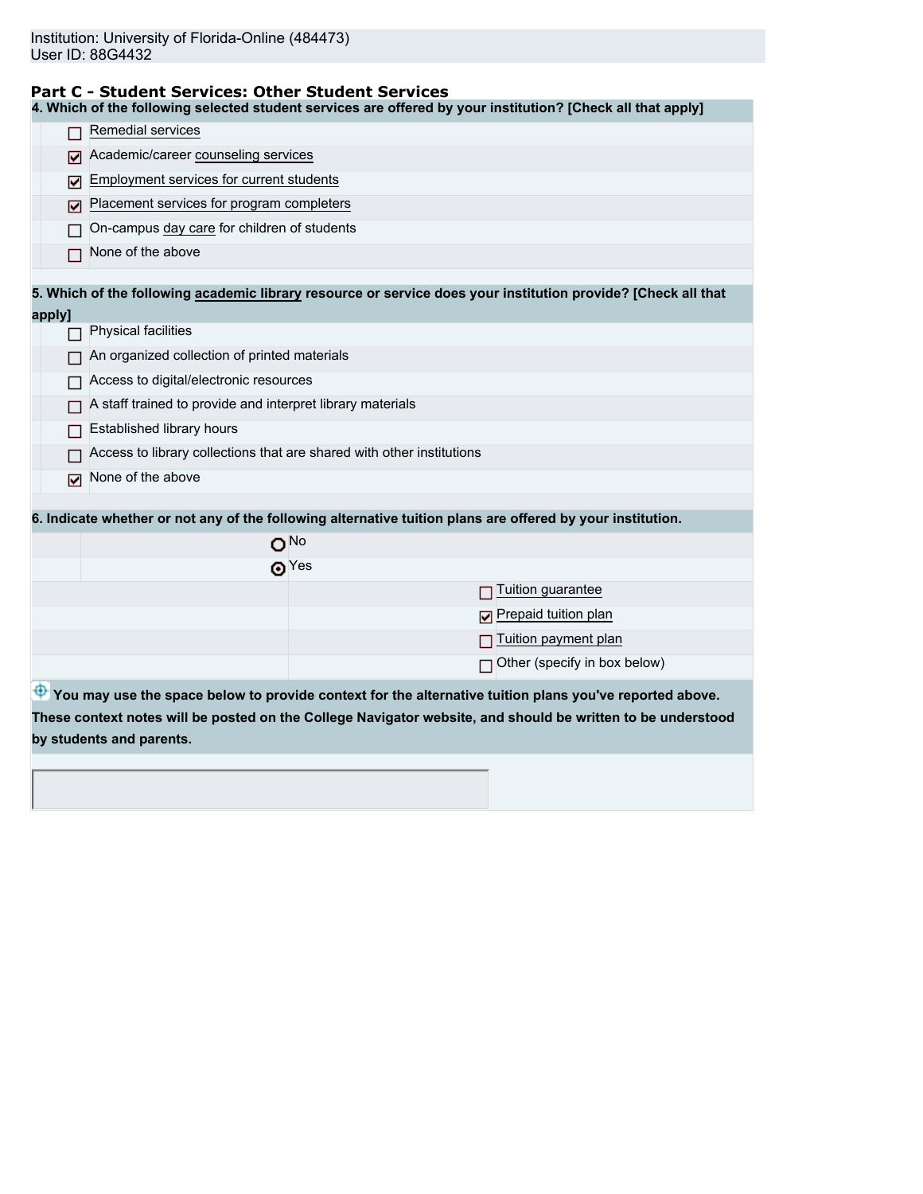Institution: University of Florida-Online (484473)
User ID: 88G4432

## Part C - Student Services: Other Student Services

**4. Which of the following selected student services are offered by your institution? [Check all that apply]**

- [ ] Remedial services
- [x] Academic/career counseling services
- [x] Employment services for current students
- [x] Placement services for program completers
- [ ] On-campus day care for children of students
- [ ] None of the above

**5. Which of the following academic library resource or service does your institution provide? [Check all that apply]**

- [ ] Physical facilities
- [ ] An organized collection of printed materials
- [ ] Access to digital/electronic resources
- [ ] A staff trained to provide and interpret library materials
- [ ] Established library hours
- [ ] Access to library collections that are shared with other institutions
- [x] None of the above

**6. Indicate whether or not any of the following alternative tuition plans are offered by your institution.**

- ( ) No
- (•) Yes
  - [ ] Tuition guarantee
  - [x] Prepaid tuition plan
  - [ ] Tuition payment plan
  - [ ] Other (specify in box below)

**You may use the space below to provide context for the alternative tuition plans you've reported above. These context notes will be posted on the College Navigator website, and should be written to be understood by students and parents.**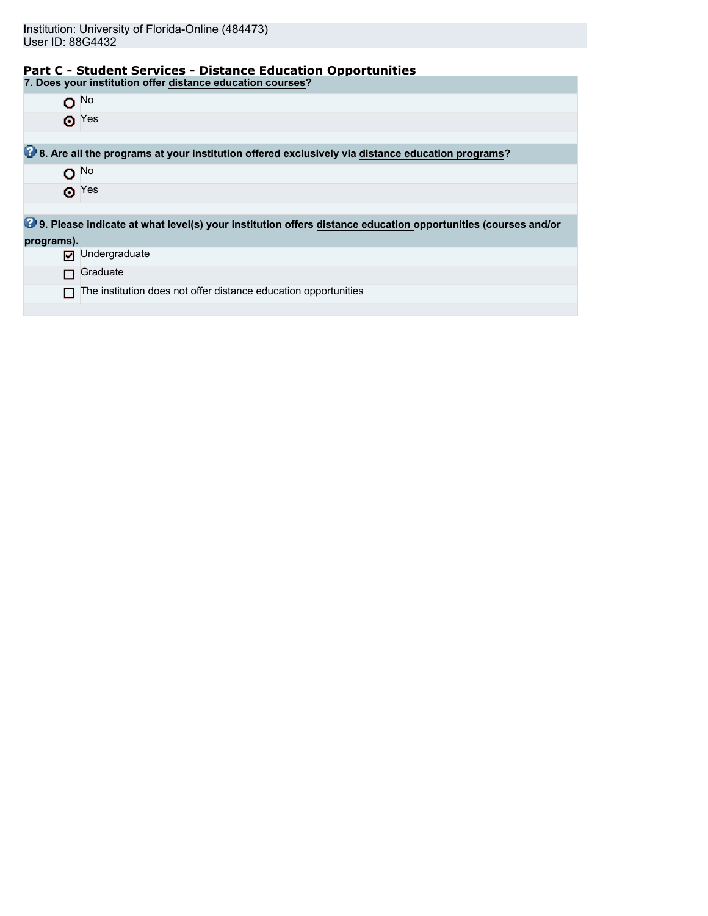Institution: University of Florida-Online (484473)
User ID: 88G4432

## Part C - Student Services - Distance Education Opportunities

**7. Does your institution offer distance education courses?**

- ○ No
- ⊙ Yes

**8. Are all the programs at your institution offered exclusively via distance education programs?**

- ○ No
- ⊙ Yes

**9. Please indicate at what level(s) your institution offers distance education opportunities (courses and/or programs).**

- [x] Undergraduate
- [ ] Graduate
- [ ] The institution does not offer distance education opportunities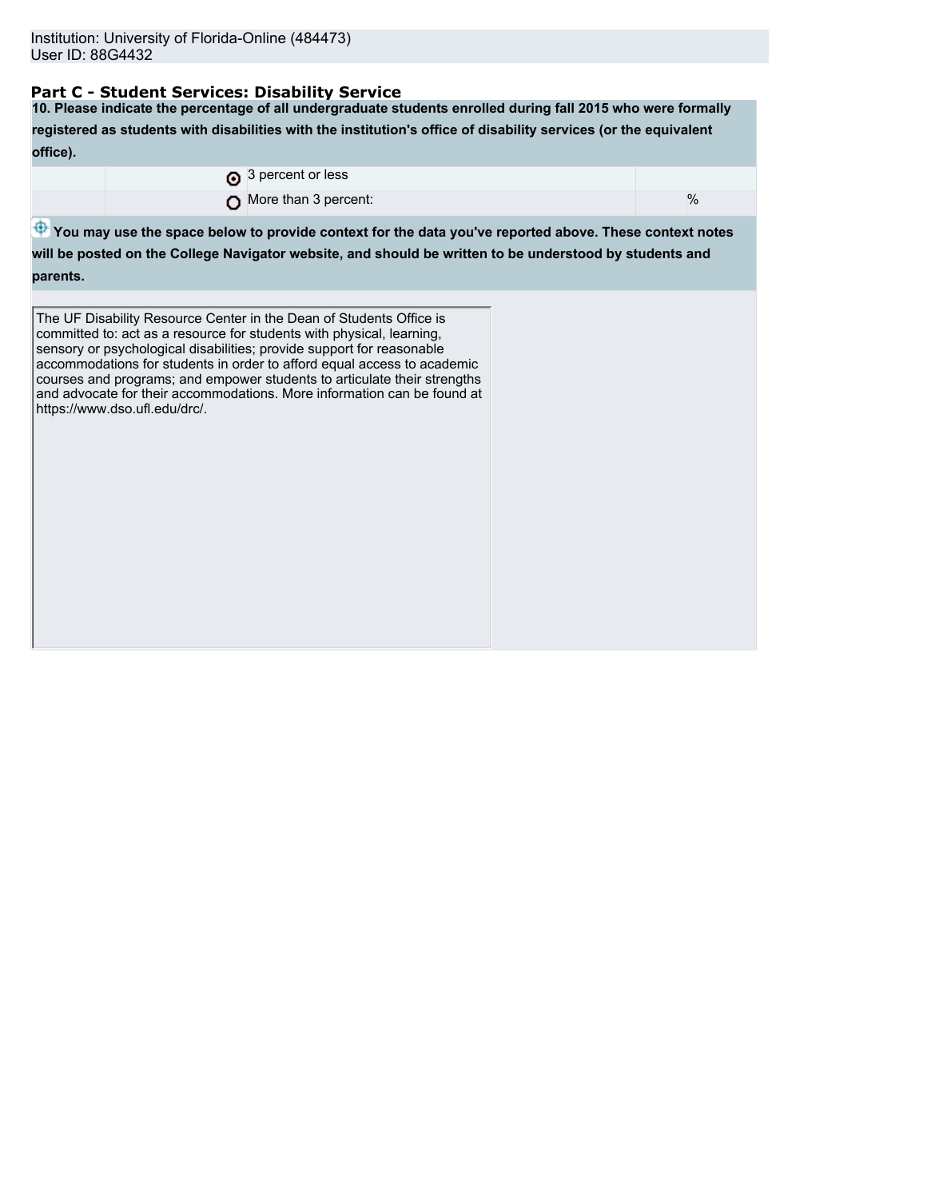Institution: University of Florida-Online (484473)
User ID: 88G4432

## Part C - Student Services: Disability Service

**10. Please indicate the percentage of all undergraduate students enrolled during fall 2015 who were formally registered as students with disabilities with the institution's office of disability services (or the equivalent office).**

| | | | |
|---|---|---|---|
| | ◉ | 3 percent or less | |
| | ○ | More than 3 percent: | % |

**You may use the space below to provide context for the data you've reported above. These context notes will be posted on the College Navigator website, and should be written to be understood by students and parents.**

The UF Disability Resource Center in the Dean of Students Office is committed to: act as a resource for students with physical, learning, sensory or psychological disabilities; provide support for reasonable accommodations for students in order to afford equal access to academic courses and programs; and empower students to articulate their strengths and advocate for their accommodations. More information can be found at https://www.dso.ufl.edu/drc/.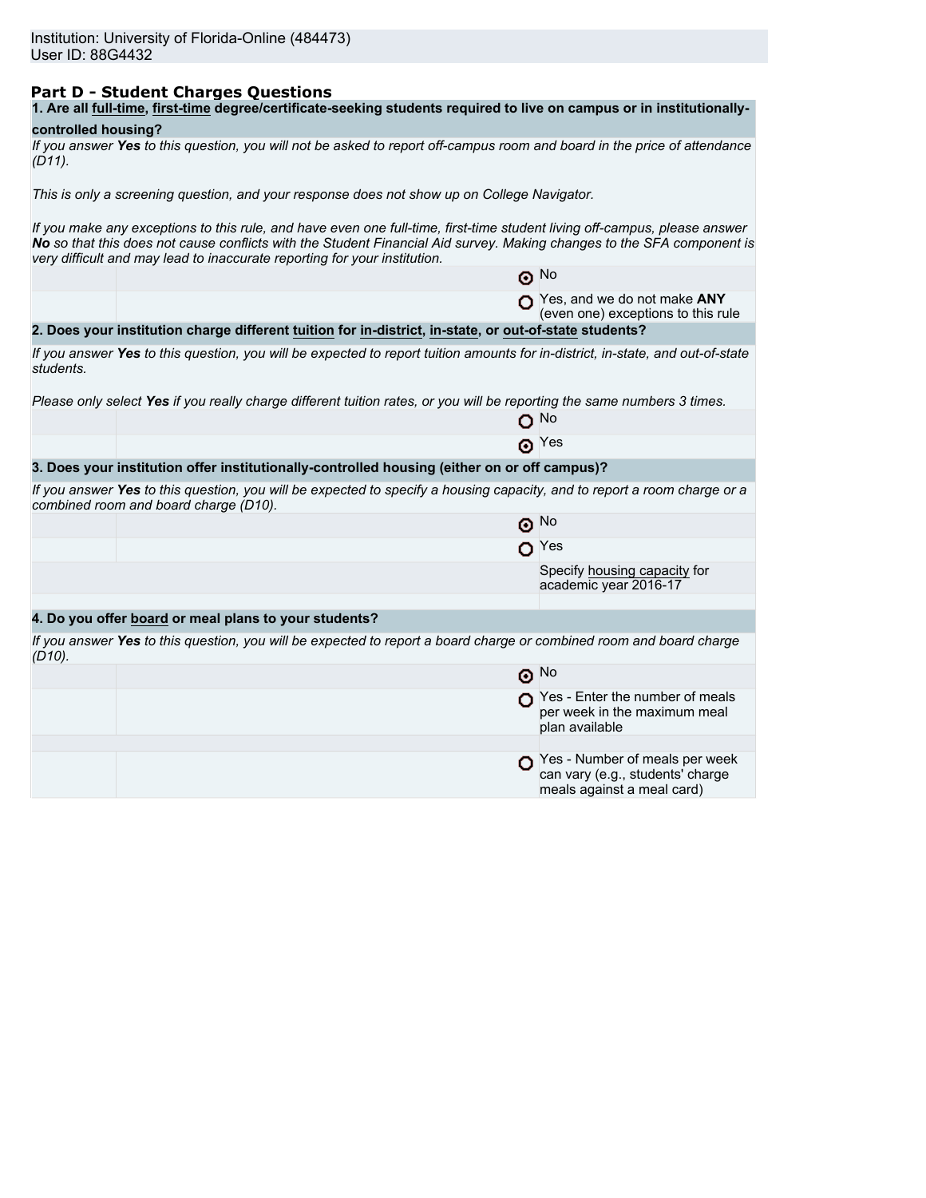Institution: University of Florida-Online (484473)
User ID: 88G4432

## Part D - Student Charges Questions

**1. Are all full-time, first-time degree/certificate-seeking students required to live on campus or in institutionally-controlled housing?**

*If you answer **Yes** to this question, you will not be asked to report off-campus room and board in the price of attendance (D11).*

*This is only a screening question, and your response does not show up on College Navigator.*

*If you make any exceptions to this rule, and have even one full-time, first-time student living off-campus, please answer **No** so that this does not cause conflicts with the Student Financial Aid survey. Making changes to the SFA component is very difficult and may lead to inaccurate reporting for your institution.*

- (●) No
- ( ) Yes, and we do not make **ANY** (even one) exceptions to this rule

**2. Does your institution charge different tuition for in-district, in-state, or out-of-state students?**

*If you answer **Yes** to this question, you will be expected to report tuition amounts for in-district, in-state, and out-of-state students.*

*Please only select **Yes** if you really charge different tuition rates, or you will be reporting the same numbers 3 times.*

- ( ) No
- (●) Yes

**3. Does your institution offer institutionally-controlled housing (either on or off campus)?**

*If you answer **Yes** to this question, you will be expected to specify a housing capacity, and to report a room charge or a combined room and board charge (D10).*

- (●) No
- ( ) Yes

Specify housing capacity for academic year 2016-17

**4. Do you offer board or meal plans to your students?**

*If you answer **Yes** to this question, you will be expected to report a board charge or combined room and board charge (D10).*

- (●) No
- ( ) Yes - Enter the number of meals per week in the maximum meal plan available
- ( ) Yes - Number of meals per week can vary (e.g., students' charge meals against a meal card)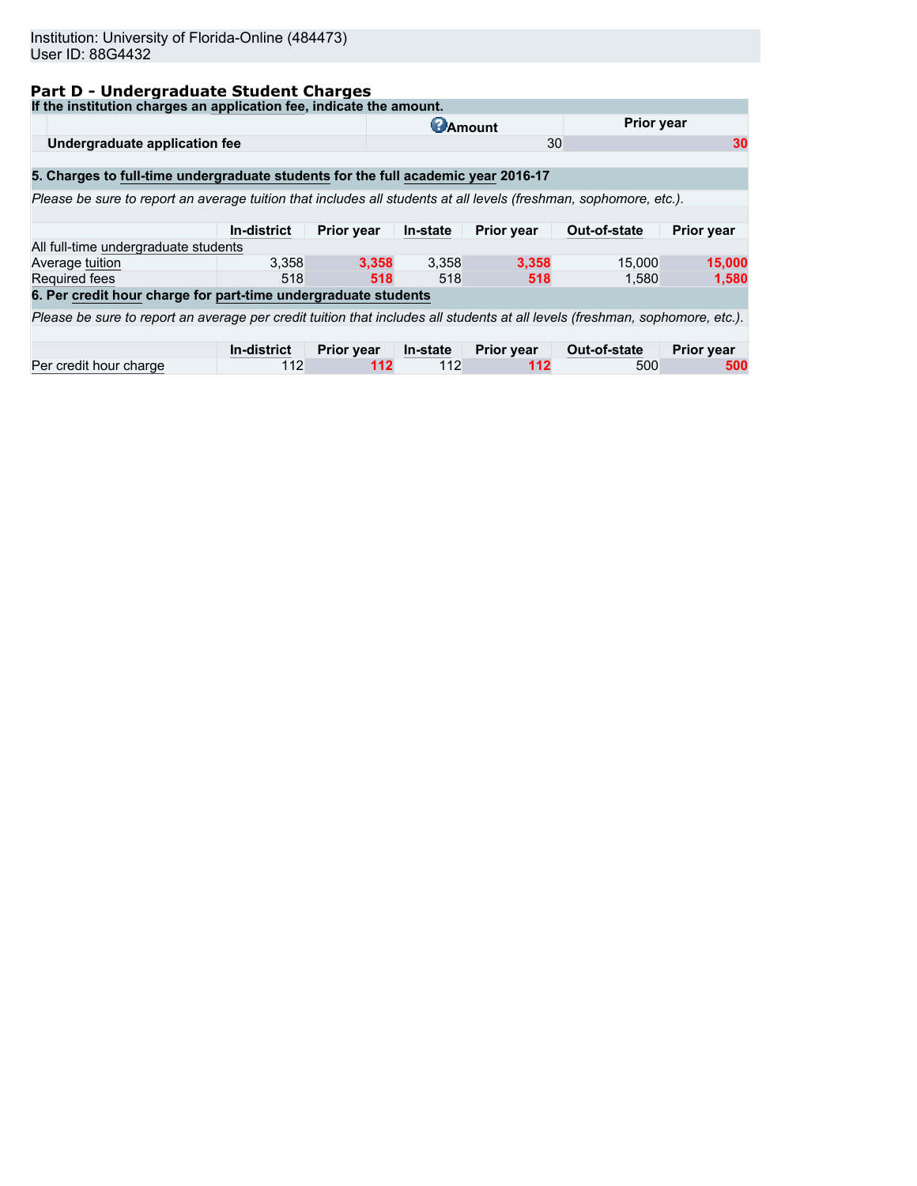Institution: University of Florida-Online (484473)
User ID: 88G4432

## Part D - Undergraduate Student Charges

**If the institution charges an application fee, indicate the amount.**

| | Amount | Prior year |
|---|---|---|
| **Undergraduate application fee** | 30 | 30 |

**5. Charges to full-time undergraduate students for the full academic year 2016-17**

*Please be sure to report an average tuition that includes all students at all levels (freshman, sophomore, etc.).*

| | In-district | Prior year | In-state | Prior year | Out-of-state | Prior year |
|---|---|---|---|---|---|---|
| All full-time undergraduate students | | | | | | |
| Average tuition | 3,358 | 3,358 | 3,358 | 3,358 | 15,000 | 15,000 |
| Required fees | 518 | 518 | 518 | 518 | 1,580 | 1,580 |

**6. Per credit hour charge for part-time undergraduate students**

*Please be sure to report an average per credit tuition that includes all students at all levels (freshman, sophomore, etc.).*

| | In-district | Prior year | In-state | Prior year | Out-of-state | Prior year |
|---|---|---|---|---|---|---|
| Per credit hour charge | 112 | 112 | 112 | 112 | 500 | 500 |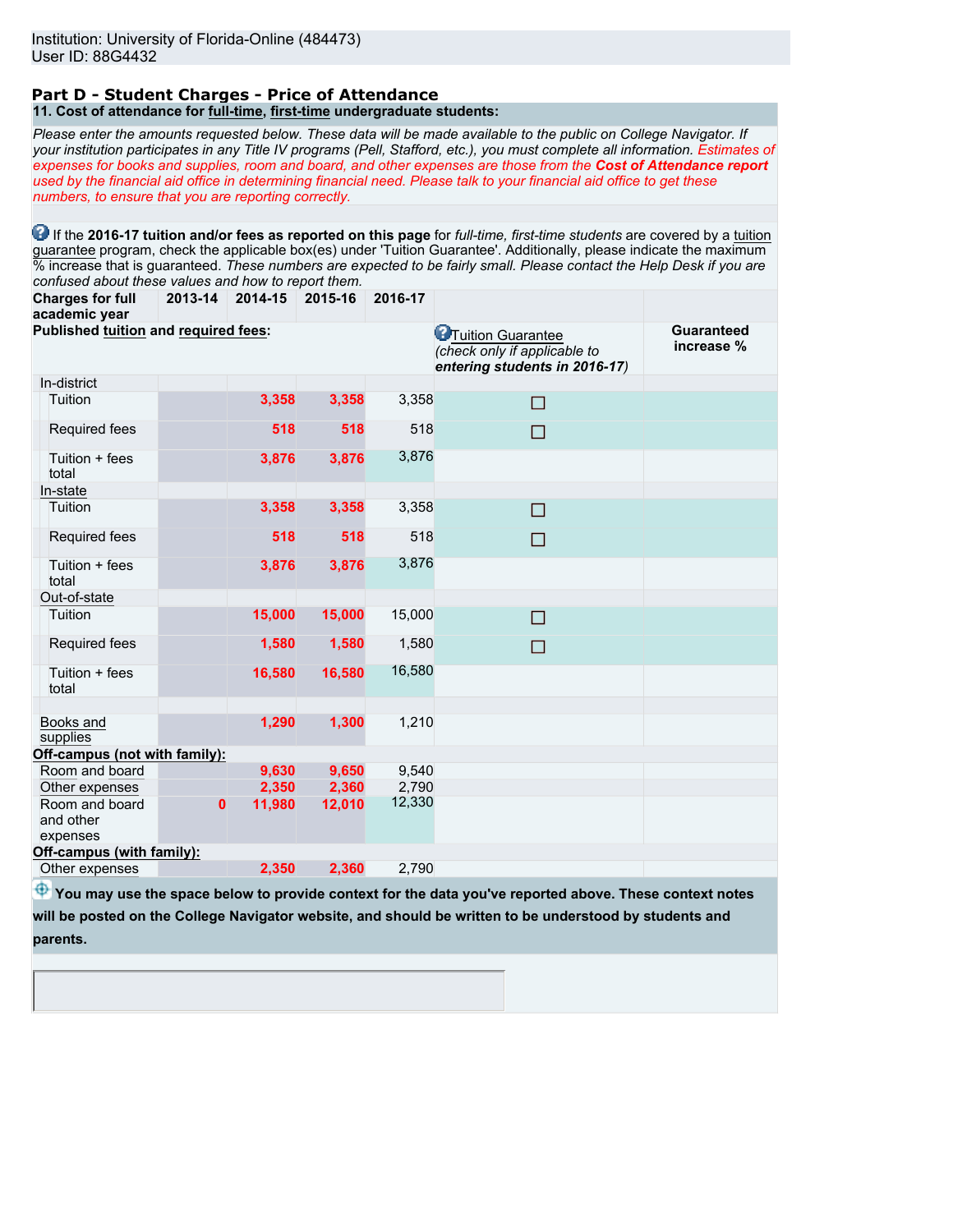Institution: University of Florida-Online (484473)
User ID: 88G4432

## Part D - Student Charges - Price of Attendance

**11. Cost of attendance for full-time, first-time undergraduate students:**

*Please enter the amounts requested below. These data will be made available to the public on College Navigator. If your institution participates in any Title IV programs (Pell, Stafford, etc.), you must complete all information. Estimates of expenses for books and supplies, room and board, and other expenses are those from the* ***Cost of Attendance report*** *used by the financial aid office in determining financial need. Please talk to your financial aid office to get these numbers, to ensure that you are reporting correctly.*

If the **2016-17 tuition and/or fees as reported on this page** for *full-time, first-time students* are covered by a tuition guarantee program, check the applicable box(es) under 'Tuition Guarantee'. Additionally, please indicate the maximum % increase that is guaranteed. *These numbers are expected to be fairly small. Please contact the Help Desk if you are confused about these values and how to report them.*

| Charges for full academic year | 2013-14 | 2014-15 | 2015-16 | 2016-17 | Tuition Guarantee (*check only if applicable to* ***entering students in 2016-17***) | Guaranteed increase % |
|---|---|---|---|---|---|---|
| **Published tuition and required fees:** | | | | | | |
| In-district | | | | | | |
| Tuition | | 3,358 | 3,358 | 3,358 | ☐ | |
| Required fees | | 518 | 518 | 518 | ☐ | |
| Tuition + fees total | | 3,876 | 3,876 | 3,876 | | |
| In-state | | | | | | |
| Tuition | | 3,358 | 3,358 | 3,358 | ☐ | |
| Required fees | | 518 | 518 | 518 | ☐ | |
| Tuition + fees total | | 3,876 | 3,876 | 3,876 | | |
| Out-of-state | | | | | | |
| Tuition | | 15,000 | 15,000 | 15,000 | ☐ | |
| Required fees | | 1,580 | 1,580 | 1,580 | ☐ | |
| Tuition + fees total | | 16,580 | 16,580 | 16,580 | | |
| Books and supplies | | 1,290 | 1,300 | 1,210 | | |
| **Off-campus (not with family):** | | | | | | |
| Room and board | | 9,630 | 9,650 | 9,540 | | |
| Other expenses | | 2,350 | 2,360 | 2,790 | | |
| Room and board and other expenses | 0 | 11,980 | 12,010 | 12,330 | | |
| **Off-campus (with family):** | | | | | | |
| Other expenses | | 2,350 | 2,360 | 2,790 | | |

**You may use the space below to provide context for the data you've reported above. These context notes will be posted on the College Navigator website, and should be written to be understood by students and parents.**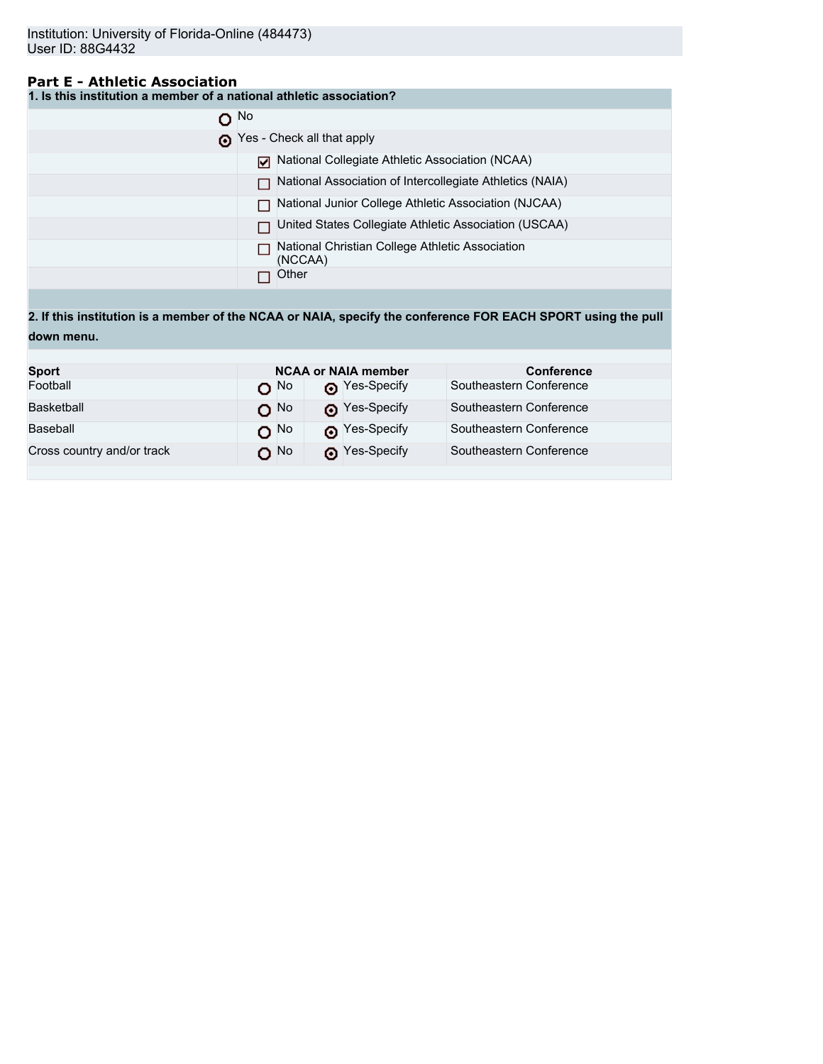Institution: University of Florida-Online (484473)
User ID: 88G4432

## Part E - Athletic Association

**1. Is this institution a member of a national athletic association?**

- ○ No
- ◉ Yes - Check all that apply
  - ☑ National Collegiate Athletic Association (NCAA)
  - ☐ National Association of Intercollegiate Athletics (NAIA)
  - ☐ National Junior College Athletic Association (NJCAA)
  - ☐ United States Collegiate Athletic Association (USCAA)
  - ☐ National Christian College Athletic Association (NCCAA)
  - ☐ Other

**2. If this institution is a member of the NCAA or NAIA, specify the conference FOR EACH SPORT using the pull down menu.**

| Sport | NCAA or NAIA member | | Conference |
|---|---|---|---|
| Football | ○ No | ◉ Yes-Specify | Southeastern Conference |
| Basketball | ○ No | ◉ Yes-Specify | Southeastern Conference |
| Baseball | ○ No | ◉ Yes-Specify | Southeastern Conference |
| Cross country and/or track | ○ No | ◉ Yes-Specify | Southeastern Conference |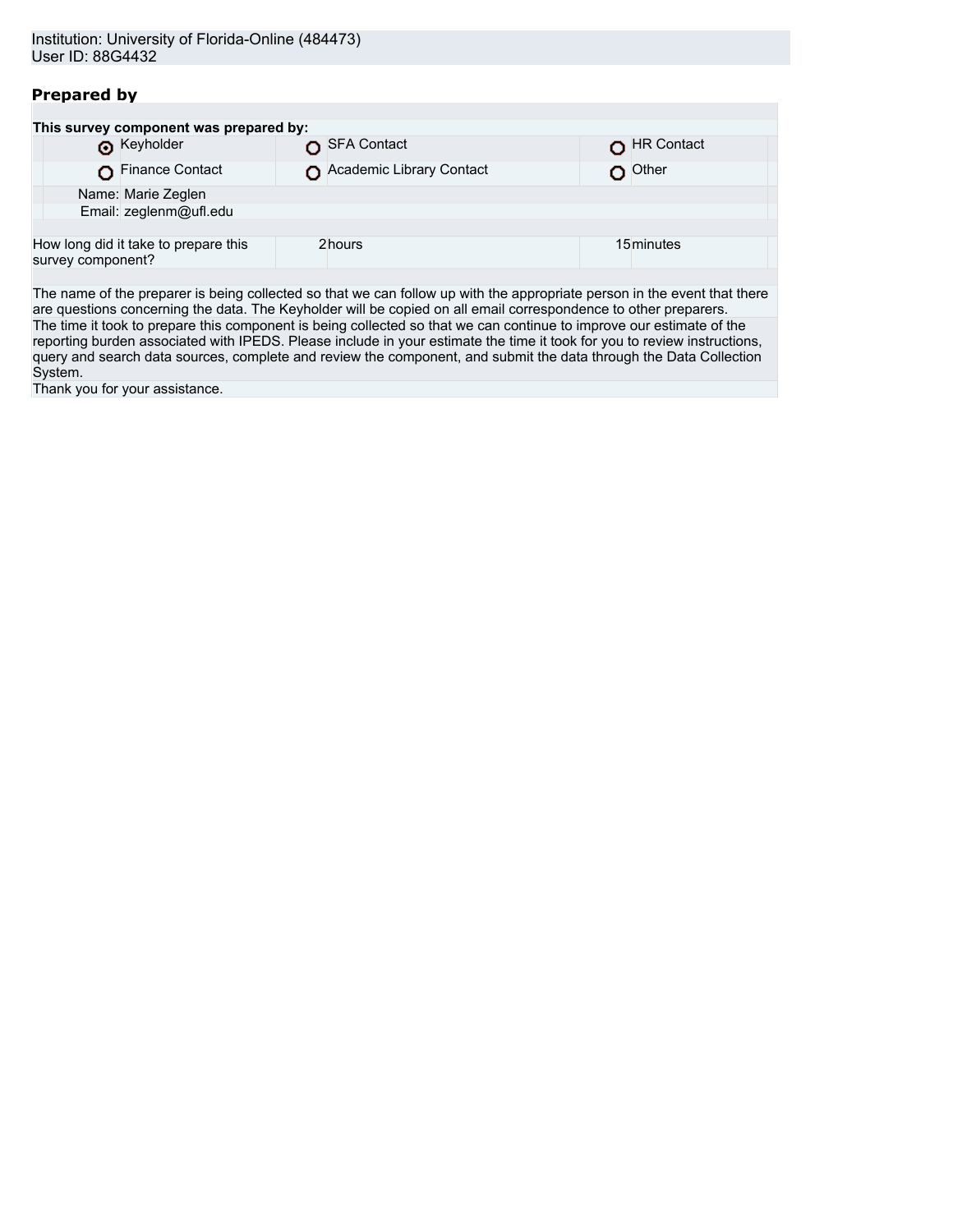Institution: University of Florida-Online (484473)
User ID: 88G4432

## Prepared by

**This survey component was prepared by:**

| | | |
|---|---|---|
| ◉ Keyholder | ○ SFA Contact | ○ HR Contact |
| ○ Finance Contact | ○ Academic Library Contact | ○ Other |

Name: Marie Zeglen
Email: zeglenm@ufl.edu

| How long did it take to prepare this survey component? | 2 hours | 15 minutes |
|---|---|---|

The name of the preparer is being collected so that we can follow up with the appropriate person in the event that there are questions concerning the data. The Keyholder will be copied on all email correspondence to other preparers.

The time it took to prepare this component is being collected so that we can continue to improve our estimate of the reporting burden associated with IPEDS. Please include in your estimate the time it took for you to review instructions, query and search data sources, complete and review the component, and submit the data through the Data Collection System.

Thank you for your assistance.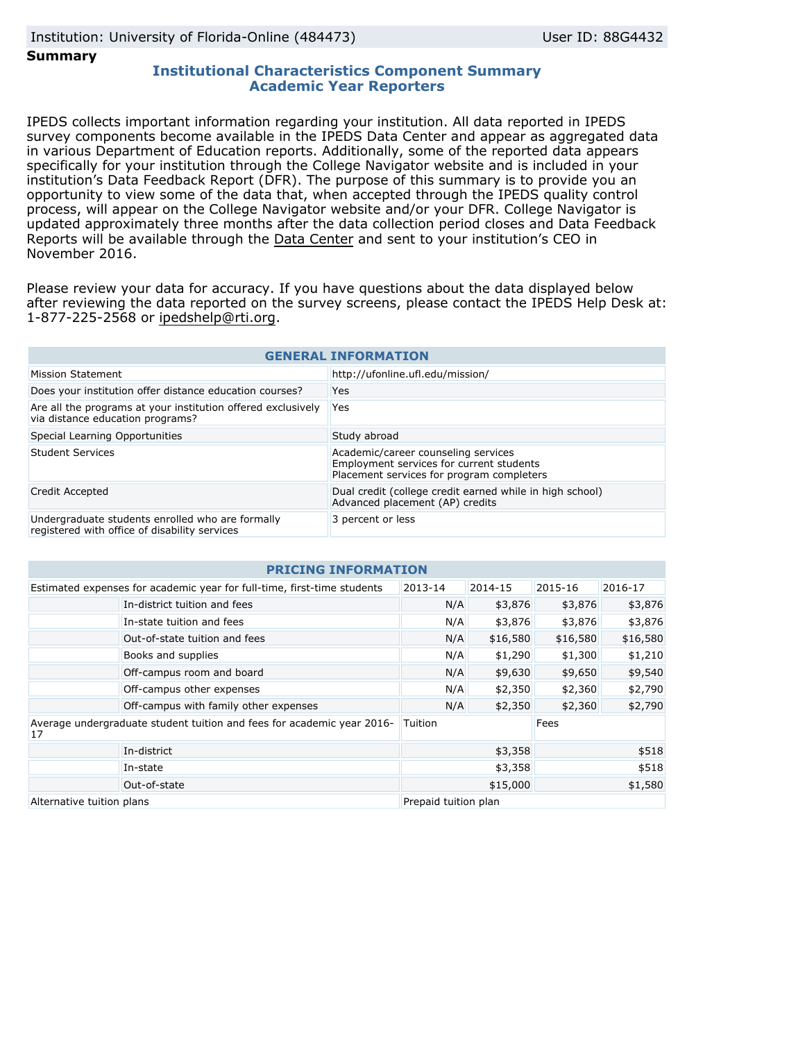Institution: University of Florida-Online (484473) User ID: 88G4432

**Summary**

## Institutional Characteristics Component Summary
## Academic Year Reporters

IPEDS collects important information regarding your institution. All data reported in IPEDS survey components become available in the IPEDS Data Center and appear as aggregated data in various Department of Education reports. Additionally, some of the reported data appears specifically for your institution through the College Navigator website and is included in your institution's Data Feedback Report (DFR). The purpose of this summary is to provide you an opportunity to view some of the data that, when accepted through the IPEDS quality control process, will appear on the College Navigator website and/or your DFR. College Navigator is updated approximately three months after the data collection period closes and Data Feedback Reports will be available through the Data Center and sent to your institution's CEO in November 2016.

Please review your data for accuracy. If you have questions about the data displayed below after reviewing the data reported on the survey screens, please contact the IPEDS Help Desk at: 1-877-225-2568 or ipedshelp@rti.org.

| GENERAL INFORMATION | |
|---|---|
| Mission Statement | http://ufonline.ufl.edu/mission/ |
| Does your institution offer distance education courses? | Yes |
| Are all the programs at your institution offered exclusively via distance education programs? | Yes |
| Special Learning Opportunities | Study abroad |
| Student Services | Academic/career counseling services<br>Employment services for current students<br>Placement services for program completers |
| Credit Accepted | Dual credit (college credit earned while in high school)<br>Advanced placement (AP) credits |
| Undergraduate students enrolled who are formally registered with office of disability services | 3 percent or less |

| PRICING INFORMATION | | | | | |
|---|---|---|---|---|---|
| Estimated expenses for academic year for full-time, first-time students | | 2013-14 | 2014-15 | 2015-16 | 2016-17 |
| | In-district tuition and fees | N/A | $3,876 | $3,876 | $3,876 |
| | In-state tuition and fees | N/A | $3,876 | $3,876 | $3,876 |
| | Out-of-state tuition and fees | N/A | $16,580 | $16,580 | $16,580 |
| | Books and supplies | N/A | $1,290 | $1,300 | $1,210 |
| | Off-campus room and board | N/A | $9,630 | $9,650 | $9,540 |
| | Off-campus other expenses | N/A | $2,350 | $2,360 | $2,790 |
| | Off-campus with family other expenses | N/A | $2,350 | $2,360 | $2,790 |
| Average undergraduate student tuition and fees for academic year 2016-17 | | Tuition | | Fees | |
| | In-district | | $3,358 | | $518 |
| | In-state | | $3,358 | | $518 |
| | Out-of-state | | $15,000 | | $1,580 |
| Alternative tuition plans | | Prepaid tuition plan | | | |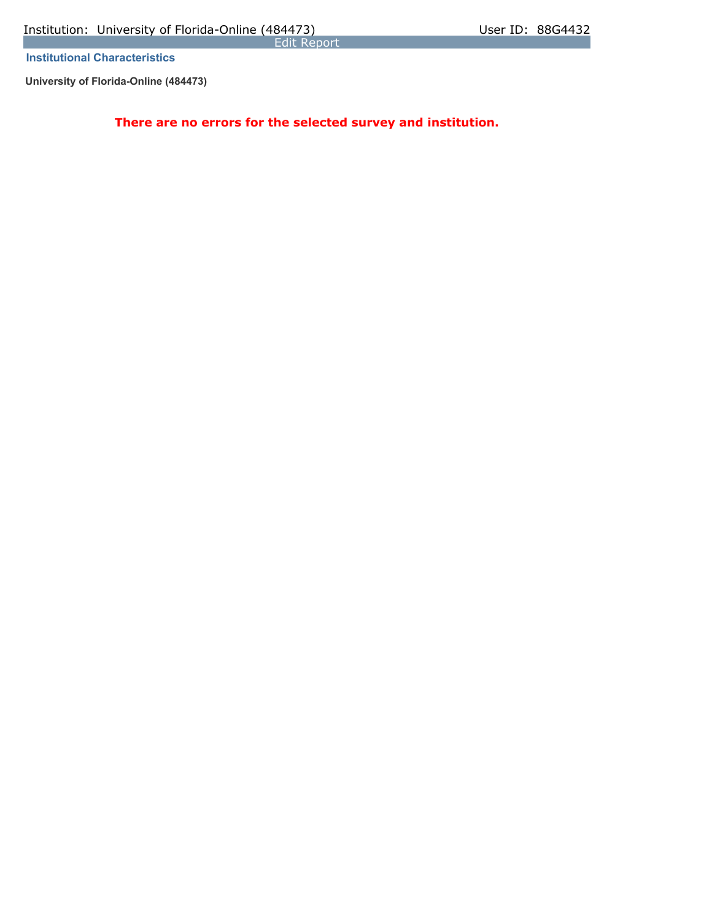Institution: University of Florida-Online (484473) User ID: 88G4432

Edit Report

### Institutional Characteristics

**University of Florida-Online (484473)**

**There are no errors for the selected survey and institution.**